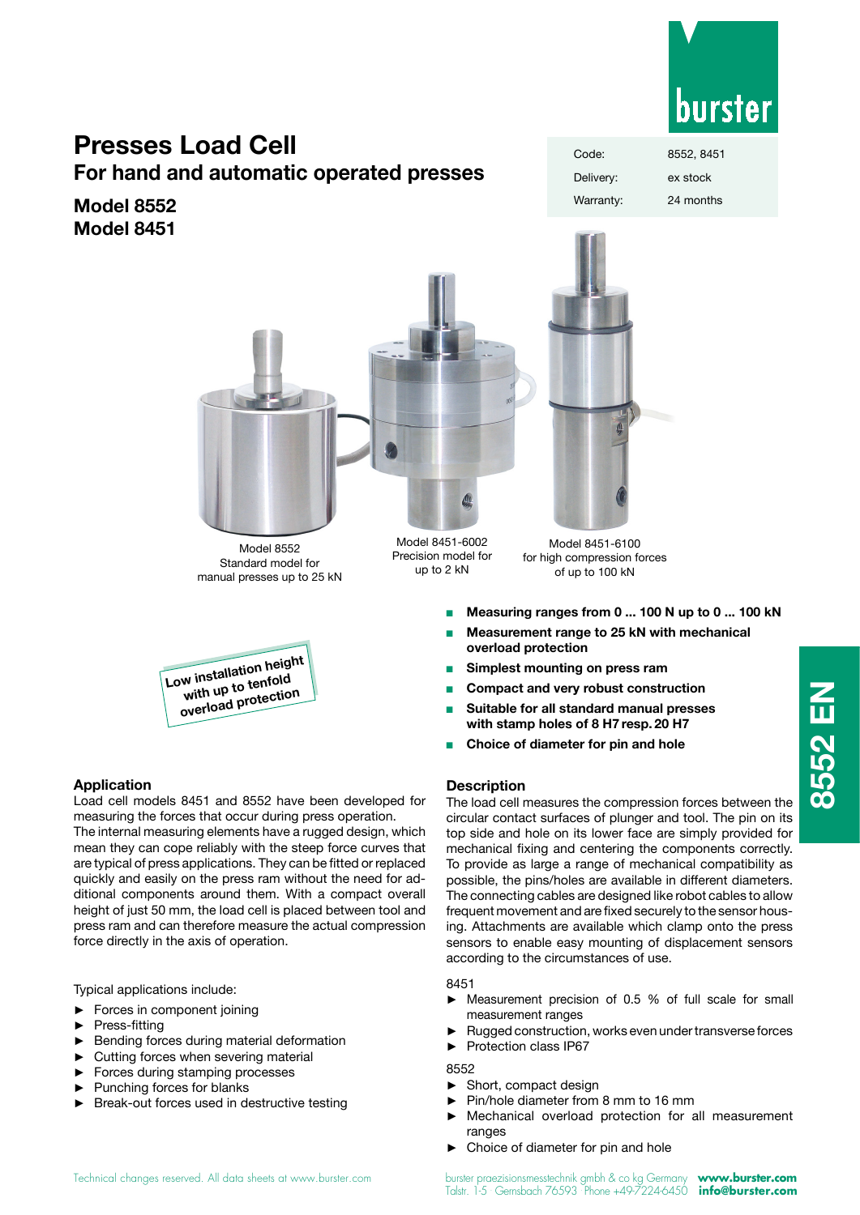# Presses Load Cell

## For hand and automatic operated presses

## Model 8552
## Model 8451

| Code: | 8552, 8451 |
|---|---|
| Delivery: | ex stock |
| Warranty: | 24 months |

Model 8552
Standard model for manual presses up to 25 kN

Model 8451-6002
Precision model for up to 2 kN

Model 8451-6100
for high compression forces of up to 100 kN

Low installation height with up to tenfold overload protection

- **Measuring ranges from 0 ... 100 N up to 0 ... 100 kN**
- **Measurement range to 25 kN with mechanical overload protection**
- **Simplest mounting on press ram**
- **Compact and very robust construction**
- **Suitable for all standard manual presses with stamp holes of 8 H7 resp. 20 H7**
- **Choice of diameter for pin and hole**

### Application

Load cell models 8451 and 8552 have been developed for measuring the forces that occur during press operation.
The internal measuring elements have a rugged design, which mean they can cope reliably with the steep force curves that are typical of press applications. They can be fitted or replaced quickly and easily on the press ram without the need for additional components around them. With a compact overall height of just 50 mm, the load cell is placed between tool and press ram and can therefore measure the actual compression force directly in the axis of operation.

Typical applications include:

- Forces in component joining
- Press-fitting
- Bending forces during material deformation
- Cutting forces when severing material
- Forces during stamping processes
- Punching forces for blanks
- Break-out forces used in destructive testing

### Description

The load cell measures the compression forces between the circular contact surfaces of plunger and tool. The pin on its top side and hole on its lower face are simply provided for mechanical fixing and centering the components correctly. To provide as large a range of mechanical compatibility as possible, the pins/holes are available in different diameters. The connecting cables are designed like robot cables to allow frequent movement and are fixed securely to the sensor housing. Attachments are available which clamp onto the press sensors to enable easy mounting of displacement sensors according to the circumstances of use.

8451

- Measurement precision of 0.5 % of full scale for small measurement ranges
- Rugged construction, works even under transverse forces
- Protection class IP67

8552

- Short, compact design
- Pin/hole diameter from 8 mm to 16 mm
- Mechanical overload protection for all measurement ranges
- Choice of diameter for pin and hole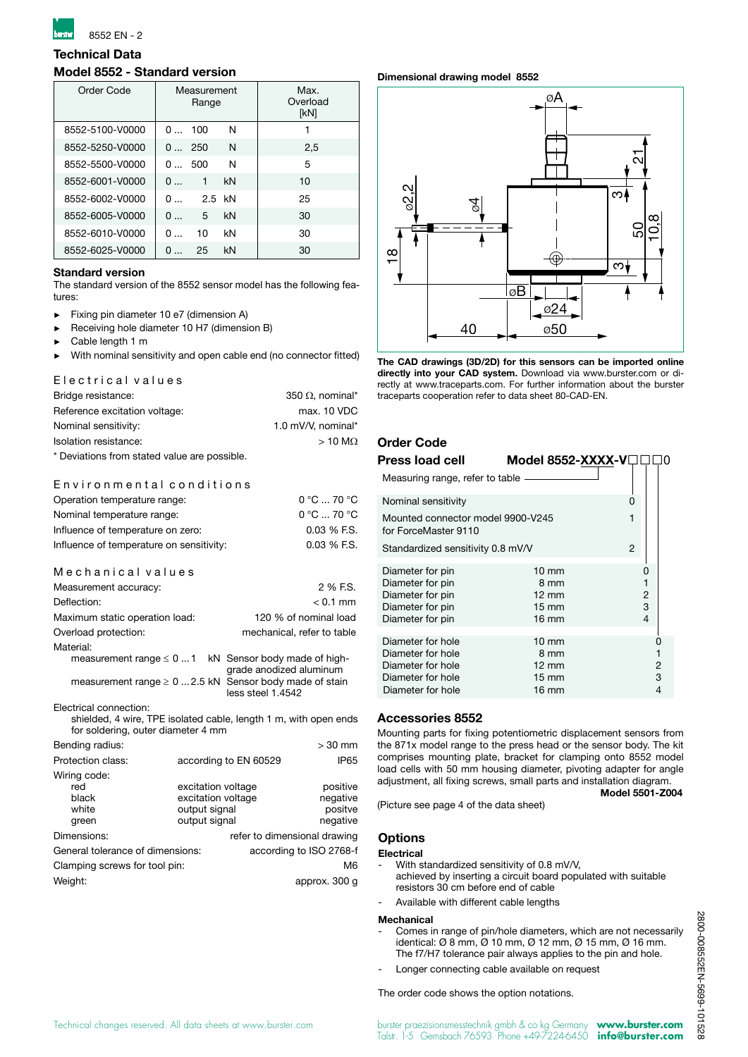# Technical Data

## Model 8552 - Standard version

| Order Code | Measurement Range | Max. Overload [kN] |
|---|---|---|
| 8552-5100-V0000 | 0 ... 100 N | 1 |
| 8552-5250-V0000 | 0 ... 250 N | 2,5 |
| 8552-5500-V0000 | 0 ... 500 N | 5 |
| 8552-6001-V0000 | 0 ... 1 kN | 10 |
| 8552-6002-V0000 | 0 ... 2.5 kN | 25 |
| 8552-6005-V0000 | 0 ... 5 kN | 30 |
| 8552-6010-V0000 | 0 ... 10 kN | 30 |
| 8552-6025-V0000 | 0 ... 25 kN | 30 |

### Standard version

The standard version of the 8552 sensor model has the following features:

- Fixing pin diameter 10 e7 (dimension A)
- Receiving hole diameter 10 H7 (dimension B)
- Cable length 1 m
- With nominal sensitivity and open cable end (no connector fitted)

### Electrical values

| | |
|---|---|
| Bridge resistance: | 350 Ω, nominal* |
| Reference excitation voltage: | max. 10 VDC |
| Nominal sensitivity: | 1.0 mV/V, nominal* |
| Isolation resistance: | > 10 MΩ |

\* Deviations from stated value are possible.

### Environmental conditions

| | |
|---|---|
| Operation temperature range: | 0 °C ... 70 °C |
| Nominal temperature range: | 0 °C ... 70 °C |
| Influence of temperature on zero: | 0.03 % F.S. |
| Influence of temperature on sensitivity: | 0.03 % F.S. |

### Mechanical values

| | |
|---|---|
| Measurement accuracy: | 2 % F.S. |
| Deflection: | < 0.1 mm |
| Maximum static operation load: | 120 % of nominal load |
| Overload protection: | mechanical, refer to table |

Material:
- measurement range ≤ 0 ... 1 kN: Sensor body made of high-grade anodized aluminum
- measurement range ≥ 0 ... 2.5 kN: Sensor body made of stainless steel 1.4542

Electrical connection:
shielded, 4 wire, TPE isolated cable, length 1 m, with open ends for soldering, outer diameter 4 mm

| | | |
|---|---|---|
| Bending radius: | | > 30 mm |
| Protection class: | according to EN 60529 | IP65 |

Wiring code:

| | | |
|---|---|---|
| red | excitation voltage | positive |
| black | excitation voltage | negative |
| white | output signal | positve |
| green | output signal | negative |

| | |
|---|---|
| Dimensions: | refer to dimensional drawing |
| General tolerance of dimensions: | according to ISO 2768-f |
| Clamping screws for tool pin: | M6 |
| Weight: | approx. 300 g |

### Dimensional drawing model 8552

The CAD drawings (3D/2D) for this sensors can be imported online directly into your CAD system. Download via www.burster.com or directly at www.traceparts.com. For further information about the burster traceparts cooperation refer to data sheet 80-CAD-EN.

## Order Code

**Press load cell — Model 8552-XXXX-V□□□0**

Measuring range, refer to table

| | |
|---|---|
| Nominal sensitivity | 0 |
| Mounted connector model 9900-V245 for ForceMaster 9110 | 1 |
| Standardized sensitivity 0.8 mV/V | 2 |

| | | |
|---|---|---|
| Diameter for pin | 10 mm | 0 |
| Diameter for pin | 8 mm | 1 |
| Diameter for pin | 12 mm | 2 |
| Diameter for pin | 15 mm | 3 |
| Diameter for pin | 16 mm | 4 |

| | | |
|---|---|---|
| Diameter for hole | 10 mm | 0 |
| Diameter for hole | 8 mm | 1 |
| Diameter for hole | 12 mm | 2 |
| Diameter for hole | 15 mm | 3 |
| Diameter for hole | 16 mm | 4 |

## Accessories 8552

Mounting parts for fixing potentiometric displacement sensors from the 871x model range to the press head or the sensor body. The kit comprises mounting plate, bracket for clamping onto 8552 model load cells with 50 mm housing diameter, pivoting adapter for angle adjustment, all fixing screws, small parts and installation diagram.

**Model 5501-Z004**

(Picture see page 4 of the data sheet)

## Options

### Electrical

- With standardized sensitivity of 0.8 mV/V, achieved by inserting a circuit board populated with suitable resistors 30 cm before end of cable
- Available with different cable lengths

### Mechanical

- Comes in range of pin/hole diameters, which are not necessarily identical: Ø 8 mm, Ø 10 mm, Ø 12 mm, Ø 15 mm, Ø 16 mm. The f7/H7 tolerance pair always applies to the pin and hole.
- Longer connecting cable available on request

The order code shows the option notations.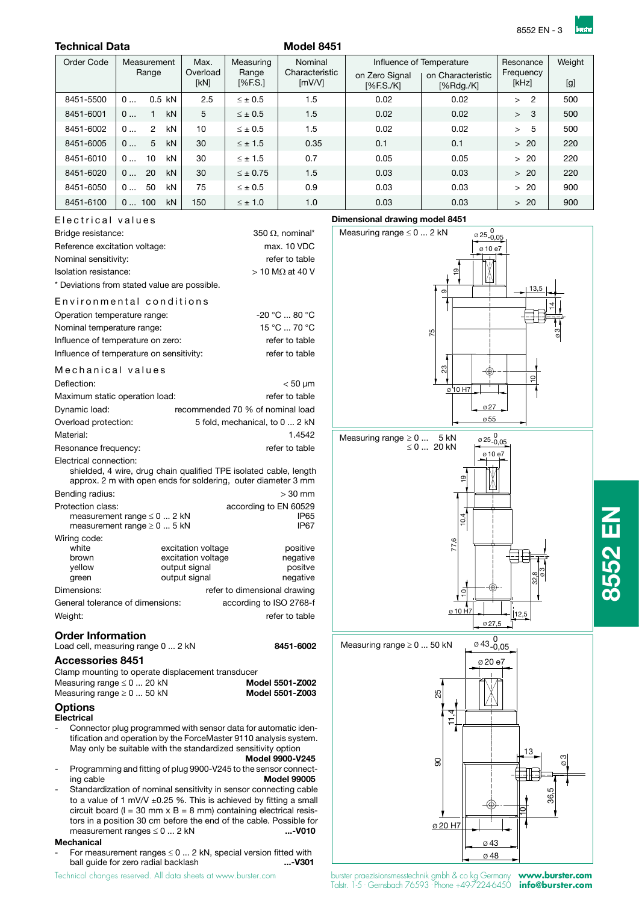## Technical Data

## Model 8451

| Order Code | Measurement Range | Max. Overload [kN] | Measuring Range [%F.S.] | Nominal Characteristic [mV/V] | Influence of Temperature on Zero Signal [%F.S./K] | Influence of Temperature on Characteristic [%Rdg./K] | Resonance Frequency [kHz] | Weight [g] |
|---|---|---|---|---|---|---|---|---|
| 8451-5500 | 0 ... 0.5 kN | 2.5 | ≤ ± 0.5 | 1.5 | 0.02 | 0.02 | > 2 | 500 |
| 8451-6001 | 0 ... 1 kN | 5 | ≤ ± 0.5 | 1.5 | 0.02 | 0.02 | > 3 | 500 |
| 8451-6002 | 0 ... 2 kN | 10 | ≤ ± 0.5 | 1.5 | 0.02 | 0.02 | > 5 | 500 |
| 8451-6005 | 0 ... 5 kN | 30 | ≤ ± 1.5 | 0.35 | 0.1 | 0.1 | > 20 | 220 |
| 8451-6010 | 0 ... 10 kN | 30 | ≤ ± 1.5 | 0.7 | 0.05 | 0.05 | > 20 | 220 |
| 8451-6020 | 0 ... 20 kN | 30 | ≤ ± 0.75 | 1.5 | 0.03 | 0.03 | > 20 | 220 |
| 8451-6050 | 0 ... 50 kN | 75 | ≤ ± 0.5 | 0.9 | 0.03 | 0.03 | > 20 | 900 |
| 8451-6100 | 0 ... 100 kN | 150 | ≤ ± 1.0 | 1.0 | 0.03 | 0.03 | > 20 | 900 |

### Electrical values

| | |
|---|---|
| Bridge resistance: | 350 Ω, nominal* |
| Reference excitation voltage: | max. 10 VDC |
| Nominal sensitivity: | refer to table |
| Isolation resistance: | > 10 MΩ at 40 V |

\* Deviations from stated value are possible.

### Environmental conditions

| | |
|---|---|
| Operation temperature range: | -20 °C ... 80 °C |
| Nominal temperature range: | 15 °C ... 70 °C |
| Influence of temperature on zero: | refer to table |
| Influence of temperature on sensitivity: | refer to table |

### Mechanical values

| | |
|---|---|
| Deflection: | < 50 µm |
| Maximum static operation load: | refer to table |
| Dynamic load: | recommended 70 % of nominal load |
| Overload protection: | 5 fold, mechanical, to 0 ... 2 kN |
| Material: | 1.4542 |
| Resonance frequency: | refer to table |

Electrical connection:
shielded, 4 wire, drug chain qualified TPE isolated cable, length approx. 2 m with open ends for soldering, outer diameter 3 mm

| | |
|---|---|
| Bending radius: | > 30 mm |
| Protection class: | according to EN 60529 |
| measurement range ≤ 0 ... 2 kN | IP65 |
| measurement range ≥ 0 ... 5 kN | IP67 |

Wiring code:

| | | |
|---|---|---|
| white | excitation voltage | positive |
| brown | excitation voltage | negative |
| yellow | output signal | positve |
| green | output signal | negative |

| | |
|---|---|
| Dimensions: | refer to dimensional drawing |
| General tolerance of dimensions: | according to ISO 2768-f |
| Weight: | refer to table |

## Order Information

Load cell, measuring range 0 ... 2 kN **8451-6002**

## Accessories 8451

Clamp mounting to operate displacement transducer
Measuring range ≤ 0 ... 20 kN **Model 5501-Z002**
Measuring range ≥ 0 ... 50 kN **Model 5501-Z003**

## Options

### Electrical

- Connector plug programmed with sensor data for automatic identification and operation by the ForceMaster 9110 analysis system. May only be suitable with the standardized sensitivity option **Model 9900-V245**
- Programming and fitting of plug 9900-V245 to the sensor connecting cable **Model 99005**
- Standardization of nominal sensitivity in sensor connecting cable to a value of 1 mV/V ±0.25 %. This is achieved by fitting a small circuit board (l = 30 mm x B = 8 mm) containing electrical resistors in a position 30 cm before the end of the cable. Possible for measurement ranges ≤ 0 ... 2 kN **...-V010**

### Mechanical

- For measurement ranges ≤ 0 ... 2 kN, special version fitted with ball guide for zero radial backlash **...-V301**

### Dimensional drawing model 8451

Measuring range ≤ 0 ... 2 kN

Measuring range ≥ 0 ... 5 kN, ≤ 0 ... 20 kN

Measuring range ≥ 0 ... 50 kN

Technical changes reserved. All data sheets at www.burster.com

burster praezisionsmesstechnik gmbh & co kg Germany · Talstr. 1-5 Gernsbach 76593 · Phone +49-7224-6450 · www.burster.com · info@burster.com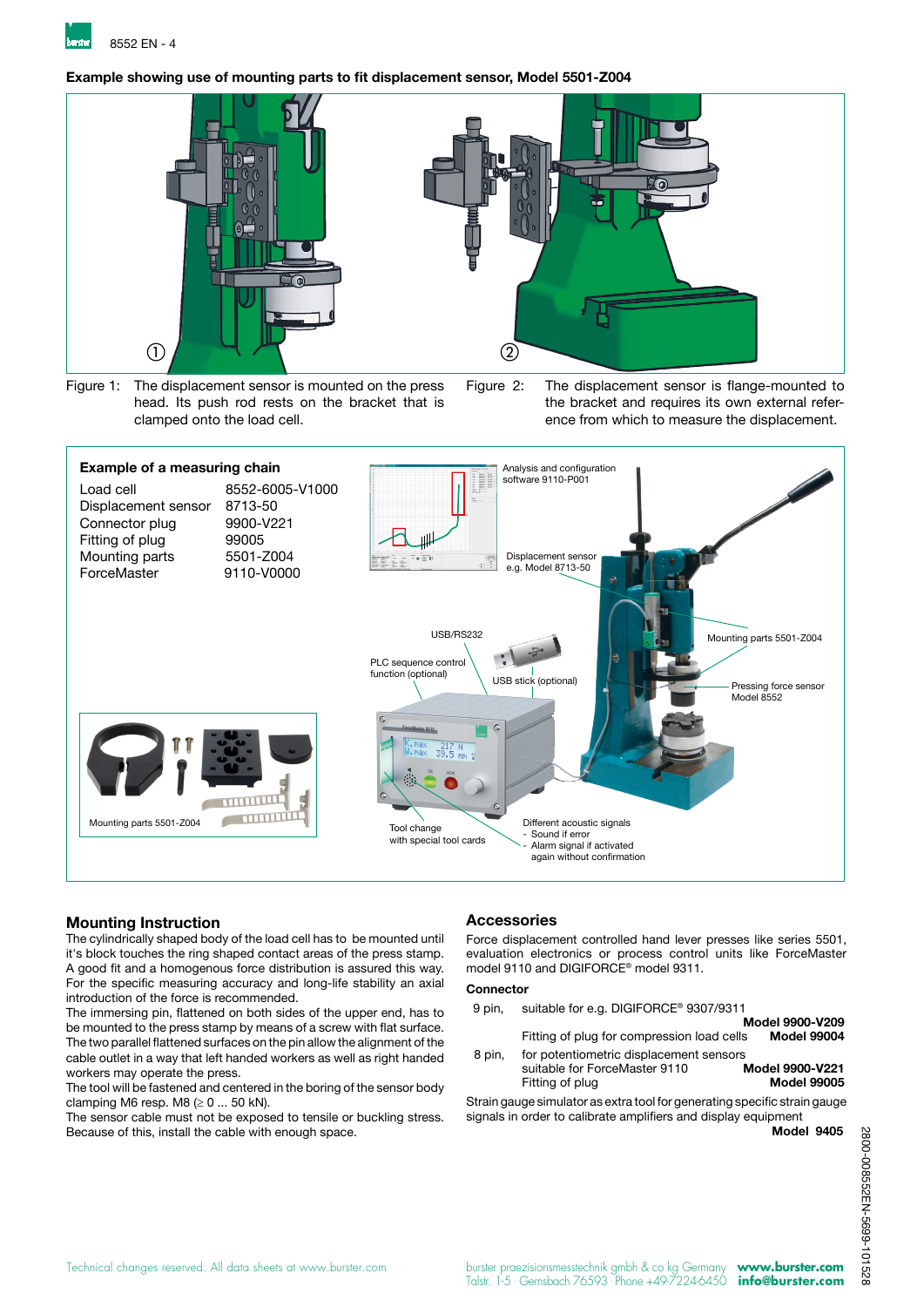**Example showing use of mounting parts to fit displacement sensor, Model 5501-Z004**

①

②

Figure 1: The displacement sensor is mounted on the press head. Its push rod rests on the bracket that is clamped onto the load cell.

Figure 2: The displacement sensor is flange-mounted to the bracket and requires its own external reference from which to measure the displacement.

**Example of a measuring chain**

| | |
|---|---|
| Load cell | 8552-6005-V1000 |
| Displacement sensor | 8713-50 |
| Connector plug | 9900-V221 |
| Fitting of plug | 99005 |
| Mounting parts | 5501-Z004 |
| ForceMaster | 9110-V0000 |

Analysis and configuration software 9110-P001

Displacement sensor e.g. Model 8713-50

USB/RS232

PLC sequence control function (optional)

USB stick (optional)

Mounting parts 5501-Z004

Pressing force sensor Model 8552

Mounting parts 5501-Z004

Tool change with special tool cards

Different acoustic signals
- Sound if error
- Alarm signal if activated again without confirmation

## Mounting Instruction

The cylindrically shaped body of the load cell has to be mounted until it's block touches the ring shaped contact areas of the press stamp. A good fit and a homogenous force distribution is assured this way. For the specific measuring accuracy and long-life stability an axial introduction of the force is recommended.

The immersing pin, flattened on both sides of the upper end, has to be mounted to the press stamp by means of a screw with flat surface. The two parallel flattened surfaces on the pin allow the alignment of the cable outlet in a way that left handed workers as well as right handed workers may operate the press.

The tool will be fastened and centered in the boring of the sensor body clamping M6 resp. M8 (≥ 0 ... 50 kN).

The sensor cable must not be exposed to tensile or buckling stress. Because of this, install the cable with enough space.

## Accessories

Force displacement controlled hand lever presses like series 5501, evaluation electronics or process control units like ForceMaster model 9110 and DIGIFORCE® model 9311.

**Connector**

| | | |
|---|---|---|
| 9 pin, | suitable for e.g. DIGIFORCE® 9307/9311 | **Model 9900-V209** |
| | Fitting of plug for compression load cells | **Model 99004** |
| 8 pin, | for potentiometric displacement sensors suitable for ForceMaster 9110 | **Model 9900-V221** |
| | Fitting of plug | **Model 99005** |

Strain gauge simulator as extra tool for generating specific strain gauge signals in order to calibrate amplifiers and display equipment **Model 9405**

Technical changes reserved. All data sheets at www.burster.com

burster praezisionsmesstechnik gmbh & co kg Germany · Talstr. 1-5 · Gernsbach 76593 · Phone +49-7224-6450 **www.burster.com** **info@burster.com**